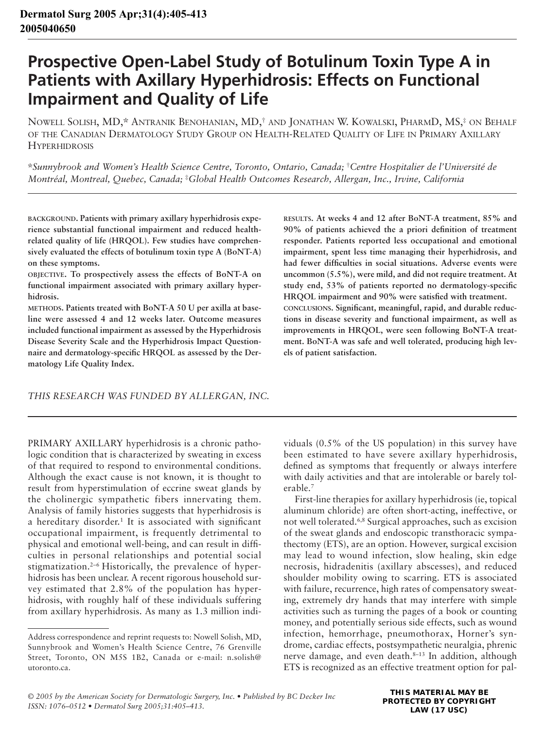# Prospective Open-Label Study of Botulinum Toxin Type A in Patients with Axillary Hyperhidrosis: Effects on Functional Impairment and Quality of Life

Nowell Solish, MD,* Antranik Benohanian, MD,† and Jonathan W. Kowalski, PharmD, MS,‡ on Behalf of the Canadian Dermatology Study Group on Health-Related Quality of Life in Primary Axillary Hyperhidrosis

*Sunnybrook and Women's Health Science Centre, Toronto, Ontario, Canada; †Centre Hospitalier de l'Université de Montréal, Montreal, Quebec, Canada; ‡Global Health Outcomes Research, Allergan, Inc., Irvine, California*

**BACKGROUND. Patients with primary axillary hyperhidrosis experience substantial functional impairment and reduced health-related quality of life (HRQOL). Few studies have comprehensively evaluated the effects of botulinum toxin type A (BoNT-A) on these symptoms.**

**OBJECTIVE. To prospectively assess the effects of BoNT-A on functional impairment associated with primary axillary hyperhidrosis.**

**METHODS. Patients treated with BoNT-A 50 U per axilla at baseline were assessed 4 and 12 weeks later. Outcome measures included functional impairment as assessed by the Hyperhidrosis Disease Severity Scale and the Hyperhidrosis Impact Questionnaire and dermatology-specific HRQOL as assessed by the Dermatology Life Quality Index.**

**RESULTS. At weeks 4 and 12 after BoNT-A treatment, 85% and 90% of patients achieved the a priori definition of treatment responder. Patients reported less occupational and emotional impairment, spent less time managing their hyperhidrosis, and had fewer difficulties in social situations. Adverse events were uncommon (5.5%), were mild, and did not require treatment. At study end, 53% of patients reported no dermatology-specific HRQOL impairment and 90% were satisfied with treatment.**

**CONCLUSIONS. Significant, meaningful, rapid, and durable reductions in disease severity and functional impairment, as well as improvements in HRQOL, were seen following BoNT-A treatment. BoNT-A was safe and well tolerated, producing high levels of patient satisfaction.**

*THIS RESEARCH WAS FUNDED BY ALLERGAN, INC.*

PRIMARY AXILLARY hyperhidrosis is a chronic pathologic condition that is characterized by sweating in excess of that required to respond to environmental conditions. Although the exact cause is not known, it is thought to result from hyperstimulation of eccrine sweat glands by the cholinergic sympathetic fibers innervating them. Analysis of family histories suggests that hyperhidrosis is a hereditary disorder.[1] It is associated with significant occupational impairment, is frequently detrimental to physical and emotional well-being, and can result in difficulties in personal relationships and potential social stigmatization.[2–6] Historically, the prevalence of hyperhidrosis has been unclear. A recent rigorous household survey estimated that 2.8% of the population has hyperhidrosis, with roughly half of these individuals suffering from axillary hyperhidrosis. As many as 1.3 million individuals (0.5% of the US population) in this survey have been estimated to have severe axillary hyperhidrosis, defined as symptoms that frequently or always interfere with daily activities and that are intolerable or barely tolerable.[7]

First-line therapies for axillary hyperhidrosis (ie, topical aluminum chloride) are often short-acting, ineffective, or not well tolerated.[6,8] Surgical approaches, such as excision of the sweat glands and endoscopic transthoracic sympathectomy (ETS), are an option. However, surgical excision may lead to wound infection, slow healing, skin edge necrosis, hidradenitis (axillary abscesses), and reduced shoulder mobility owing to scarring. ETS is associated with failure, recurrence, high rates of compensatory sweating, extremely dry hands that may interfere with simple activities such as turning the pages of a book or counting money, and potentially serious side effects, such as wound infection, hemorrhage, pneumothorax, Horner's syndrome, cardiac effects, postsympathetic neuralgia, phrenic nerve damage, and even death.[8–13] In addition, although ETS is recognized as an effective treatment option for pal-

Address correspondence and reprint requests to: Nowell Solish, MD, Sunnybrook and Women's Health Science Centre, 76 Grenville Street, Toronto, ON M5S 1B2, Canada or e-mail: n.solish@utoronto.ca.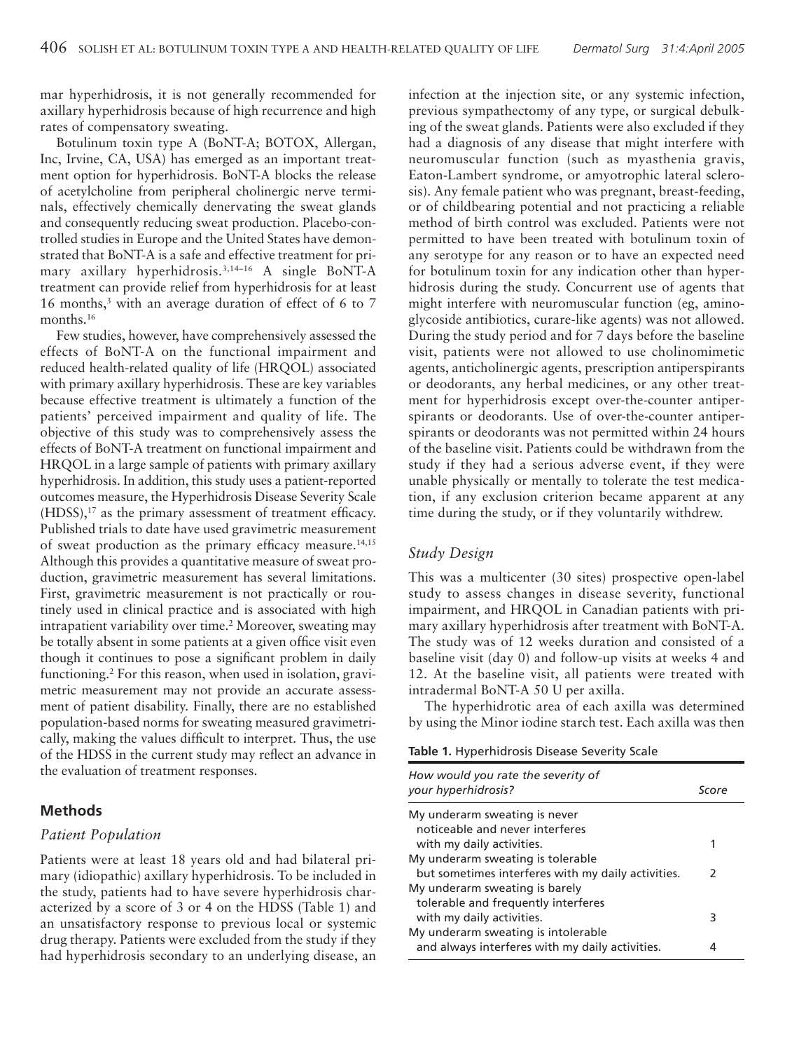mar hyperhidrosis, it is not generally recommended for axillary hyperhidrosis because of high recurrence and high rates of compensatory sweating.

Botulinum toxin type A (BoNT-A; BOTOX, Allergan, Inc, Irvine, CA, USA) has emerged as an important treatment option for hyperhidrosis. BoNT-A blocks the release of acetylcholine from peripheral cholinergic nerve terminals, effectively chemically denervating the sweat glands and consequently reducing sweat production. Placebo-controlled studies in Europe and the United States have demonstrated that BoNT-A is a safe and effective treatment for primary axillary hyperhidrosis.[3,14–16] A single BoNT-A treatment can provide relief from hyperhidrosis for at least 16 months,[3] with an average duration of effect of 6 to 7 months.[16]

Few studies, however, have comprehensively assessed the effects of BoNT-A on the functional impairment and reduced health-related quality of life (HRQOL) associated with primary axillary hyperhidrosis. These are key variables because effective treatment is ultimately a function of the patients' perceived impairment and quality of life. The objective of this study was to comprehensively assess the effects of BoNT-A treatment on functional impairment and HRQOL in a large sample of patients with primary axillary hyperhidrosis. In addition, this study uses a patient-reported outcomes measure, the Hyperhidrosis Disease Severity Scale (HDSS),[17] as the primary assessment of treatment efficacy. Published trials to date have used gravimetric measurement of sweat production as the primary efficacy measure.[14,15] Although this provides a quantitative measure of sweat production, gravimetric measurement has several limitations. First, gravimetric measurement is not practically or routinely used in clinical practice and is associated with high intrapatient variability over time.[2] Moreover, sweating may be totally absent in some patients at a given office visit even though it continues to pose a significant problem in daily functioning.[2] For this reason, when used in isolation, gravimetric measurement may not provide an accurate assessment of patient disability. Finally, there are no established population-based norms for sweating measured gravimetrically, making the values difficult to interpret. Thus, the use of the HDSS in the current study may reflect an advance in the evaluation of treatment responses.

## Methods

### *Patient Population*

Patients were at least 18 years old and had bilateral primary (idiopathic) axillary hyperhidrosis. To be included in the study, patients had to have severe hyperhidrosis characterized by a score of 3 or 4 on the HDSS (Table 1) and an unsatisfactory response to previous local or systemic drug therapy. Patients were excluded from the study if they had hyperhidrosis secondary to an underlying disease, an infection at the injection site, or any systemic infection, previous sympathectomy of any type, or surgical debulking of the sweat glands. Patients were also excluded if they had a diagnosis of any disease that might interfere with neuromuscular function (such as myasthenia gravis, Eaton-Lambert syndrome, or amyotrophic lateral sclerosis). Any female patient who was pregnant, breast-feeding, or of childbearing potential and not practicing a reliable method of birth control was excluded. Patients were not permitted to have been treated with botulinum toxin of any serotype for any reason or to have an expected need for botulinum toxin for any indication other than hyperhidrosis during the study. Concurrent use of agents that might interfere with neuromuscular function (eg, aminoglycoside antibiotics, curare-like agents) was not allowed. During the study period and for 7 days before the baseline visit, patients were not allowed to use cholinomimetic agents, anticholinergic agents, prescription antiperspirants or deodorants, any herbal medicines, or any other treatment for hyperhidrosis except over-the-counter antiperspirants or deodorants. Use of over-the-counter antiperspirants or deodorants was not permitted within 24 hours of the baseline visit. Patients could be withdrawn from the study if they had a serious adverse event, if they were unable physically or mentally to tolerate the test medication, if any exclusion criterion became apparent at any time during the study, or if they voluntarily withdrew.

### *Study Design*

This was a multicenter (30 sites) prospective open-label study to assess changes in disease severity, functional impairment, and HRQOL in Canadian patients with primary axillary hyperhidrosis after treatment with BoNT-A. The study was of 12 weeks duration and consisted of a baseline visit (day 0) and follow-up visits at weeks 4 and 12. At the baseline visit, all patients were treated with intradermal BoNT-A 50 U per axilla.

The hyperhidrotic area of each axilla was determined by using the Minor iodine starch test. Each axilla was then

**Table 1.** Hyperhidrosis Disease Severity Scale

| *How would you rate the severity of your hyperhidrosis?* | *Score* |
|---|---|
| My underarm sweating is never noticeable and never interferes with my daily activities. | 1 |
| My underarm sweating is tolerable but sometimes interferes with my daily activities. | 2 |
| My underarm sweating is barely tolerable and frequently interferes with my daily activities. | 3 |
| My underarm sweating is intolerable and always interferes with my daily activities. | 4 |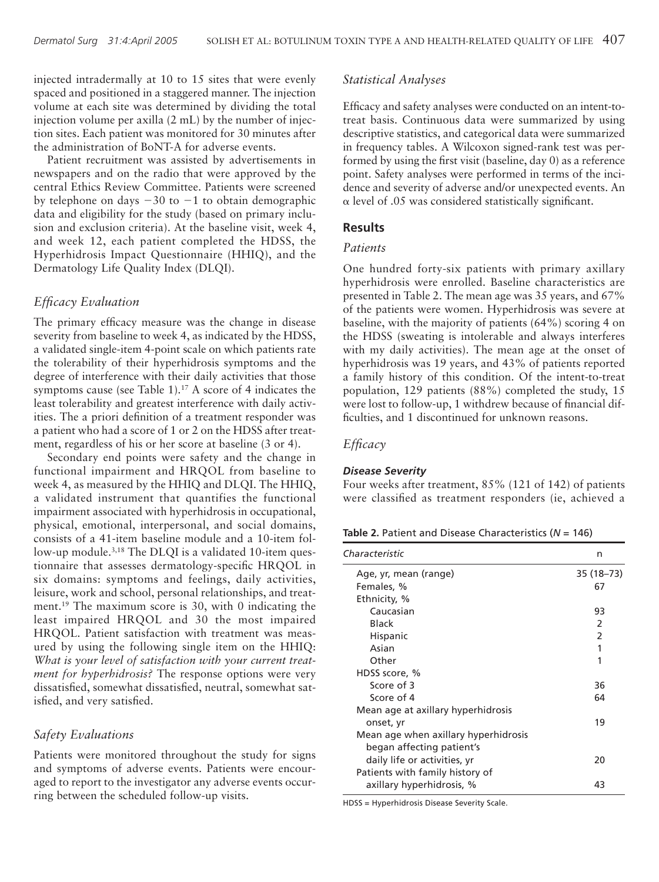injected intradermally at 10 to 15 sites that were evenly spaced and positioned in a staggered manner. The injection volume at each site was determined by dividing the total injection volume per axilla (2 mL) by the number of injection sites. Each patient was monitored for 30 minutes after the administration of BoNT-A for adverse events.

Patient recruitment was assisted by advertisements in newspapers and on the radio that were approved by the central Ethics Review Committee. Patients were screened by telephone on days −30 to −1 to obtain demographic data and eligibility for the study (based on primary inclusion and exclusion criteria). At the baseline visit, week 4, and week 12, each patient completed the HDSS, the Hyperhidrosis Impact Questionnaire (HHIQ), and the Dermatology Life Quality Index (DLQI).

### *Efficacy Evaluation*

The primary efficacy measure was the change in disease severity from baseline to week 4, as indicated by the HDSS, a validated single-item 4-point scale on which patients rate the tolerability of their hyperhidrosis symptoms and the degree of interference with their daily activities that those symptoms cause (see Table 1).[17] A score of 4 indicates the least tolerability and greatest interference with daily activities. The a priori definition of a treatment responder was a patient who had a score of 1 or 2 on the HDSS after treatment, regardless of his or her score at baseline (3 or 4).

Secondary end points were safety and the change in functional impairment and HRQOL from baseline to week 4, as measured by the HHIQ and DLQI. The HHIQ, a validated instrument that quantifies the functional impairment associated with hyperhidrosis in occupational, physical, emotional, interpersonal, and social domains, consists of a 41-item baseline module and a 10-item follow-up module.[3,18] The DLQI is a validated 10-item questionnaire that assesses dermatology-specific HRQOL in six domains: symptoms and feelings, daily activities, leisure, work and school, personal relationships, and treatment.[19] The maximum score is 30, with 0 indicating the least impaired HRQOL and 30 the most impaired HRQOL. Patient satisfaction with treatment was measured by using the following single item on the HHIQ: *What is your level of satisfaction with your current treatment for hyperhidrosis?* The response options were very dissatisfied, somewhat dissatisfied, neutral, somewhat satisfied, and very satisfied.

### *Safety Evaluations*

Patients were monitored throughout the study for signs and symptoms of adverse events. Patients were encouraged to report to the investigator any adverse events occurring between the scheduled follow-up visits.

### *Statistical Analyses*

Efficacy and safety analyses were conducted on an intent-to-treat basis. Continuous data were summarized by using descriptive statistics, and categorical data were summarized in frequency tables. A Wilcoxon signed-rank test was performed by using the first visit (baseline, day 0) as a reference point. Safety analyses were performed in terms of the incidence and severity of adverse and/or unexpected events. An $\alpha$ level of .05 was considered statistically significant.

## Results

### *Patients*

One hundred forty-six patients with primary axillary hyperhidrosis were enrolled. Baseline characteristics are presented in Table 2. The mean age was 35 years, and 67% of the patients were women. Hyperhidrosis was severe at baseline, with the majority of patients (64%) scoring 4 on the HDSS (sweating is intolerable and always interferes with my daily activities). The mean age at the onset of hyperhidrosis was 19 years, and 43% of patients reported a family history of this condition. Of the intent-to-treat population, 129 patients (88%) completed the study, 15 were lost to follow-up, 1 withdrew because of financial difficulties, and 1 discontinued for unknown reasons.

### *Efficacy*

#### *Disease Severity*

Four weeks after treatment, 85% (121 of 142) of patients were classified as treatment responders (ie, achieved a

**Table 2.** Patient and Disease Characteristics (*N* = 146)

| *Characteristic* | n |
|---|---|
| Age, yr, mean (range) | 35 (18–73) |
| Females, % | 67 |
| Ethnicity, % | |
| Caucasian | 93 |
| Black | 2 |
| Hispanic | 2 |
| Asian | 1 |
| Other | 1 |
| HDSS score, % | |
| Score of 3 | 36 |
| Score of 4 | 64 |
| Mean age at axillary hyperhidrosis onset, yr | 19 |
| Mean age when axillary hyperhidrosis began affecting patient's daily life or activities, yr | 20 |
| Patients with family history of axillary hyperhidrosis, % | 43 |

HDSS = Hyperhidrosis Disease Severity Scale.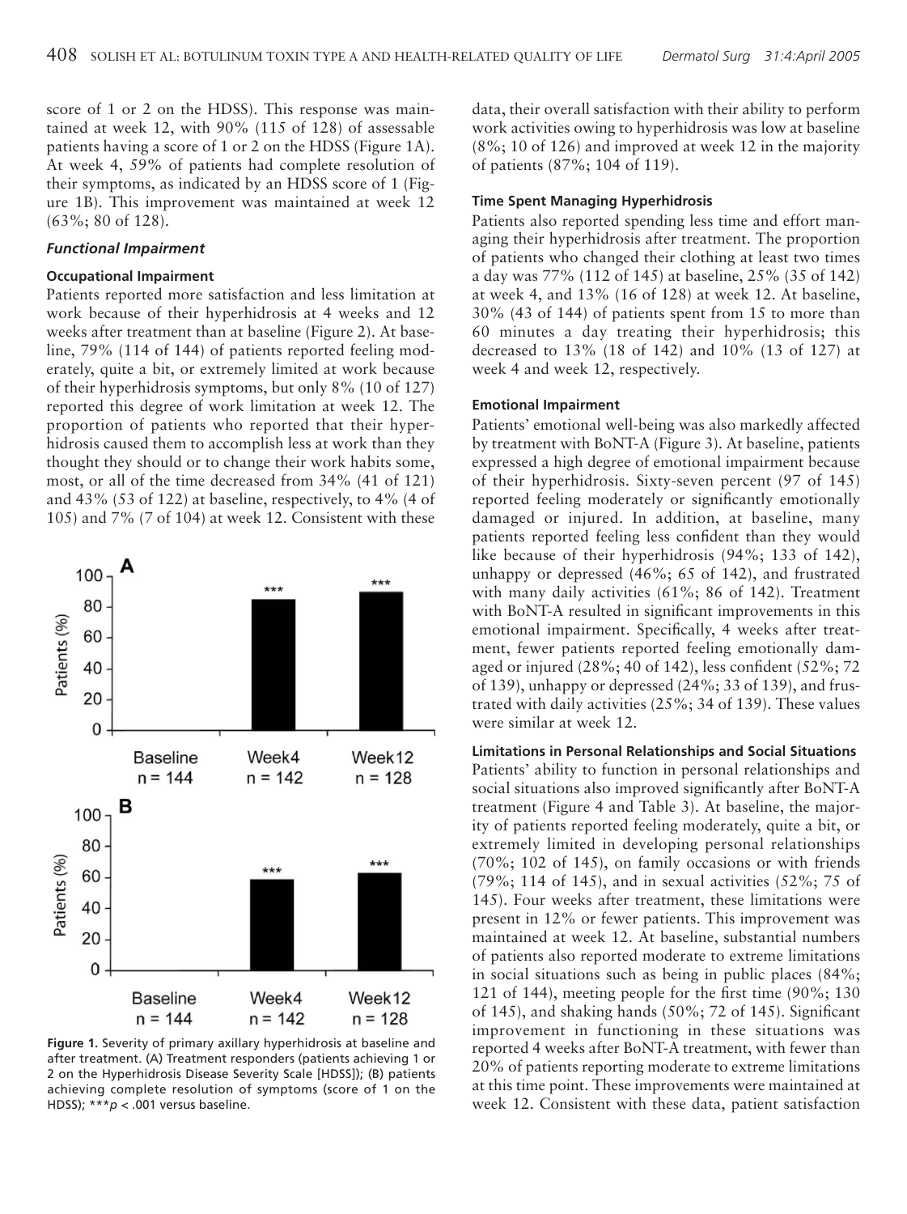score of 1 or 2 on the HDSS). This response was maintained at week 12, with 90% (115 of 128) of assessable patients having a score of 1 or 2 on the HDSS (Figure 1A). At week 4, 59% of patients had complete resolution of their symptoms, as indicated by an HDSS score of 1 (Figure 1B). This improvement was maintained at week 12 (63%; 80 of 128).

### *Functional Impairment*

#### Occupational Impairment

Patients reported more satisfaction and less limitation at work because of their hyperhidrosis at 4 weeks and 12 weeks after treatment than at baseline (Figure 2). At baseline, 79% (114 of 144) of patients reported feeling moderately, quite a bit, or extremely limited at work because of their hyperhidrosis symptoms, but only 8% (10 of 127) reported this degree of work limitation at week 12. The proportion of patients who reported that their hyperhidrosis caused them to accomplish less at work than they thought they should or to change their work habits some, most, or all of the time decreased from 34% (41 of 121) and 43% (53 of 122) at baseline, respectively, to 4% (4 of 105) and 7% (7 of 104) at week 12. Consistent with these data, their overall satisfaction with their ability to perform work activities owing to hyperhidrosis was low at baseline (8%; 10 of 126) and improved at week 12 in the majority of patients (87%; 104 of 119).

A
Patients (%)
100
80
60
40
20
0
***
***
Baseline n = 144
Week4 n = 142
Week12 n = 128

B
Patients (%)
100
80
60
40
20
0
***
***
Baseline n = 144
Week4 n = 142
Week12 n = 128

**Figure 1.** Severity of primary axillary hyperhidrosis at baseline and after treatment. (A) Treatment responders (patients achieving 1 or 2 on the Hyperhidrosis Disease Severity Scale [HDSS]); (B) patients achieving complete resolution of symptoms (score of 1 on the HDSS); ***$p < .001$ versus baseline.

#### Time Spent Managing Hyperhidrosis

Patients also reported spending less time and effort managing their hyperhidrosis after treatment. The proportion of patients who changed their clothing at least two times a day was 77% (112 of 145) at baseline, 25% (35 of 142) at week 4, and 13% (16 of 128) at week 12. At baseline, 30% (43 of 144) of patients spent from 15 to more than 60 minutes a day treating their hyperhidrosis; this decreased to 13% (18 of 142) and 10% (13 of 127) at week 4 and week 12, respectively.

#### Emotional Impairment

Patients' emotional well-being was also markedly affected by treatment with BoNT-A (Figure 3). At baseline, patients expressed a high degree of emotional impairment because of their hyperhidrosis. Sixty-seven percent (97 of 145) reported feeling moderately or significantly emotionally damaged or injured. In addition, at baseline, many patients reported feeling less confident than they would like because of their hyperhidrosis (94%; 133 of 142), unhappy or depressed (46%; 65 of 142), and frustrated with many daily activities (61%; 86 of 142). Treatment with BoNT-A resulted in significant improvements in this emotional impairment. Specifically, 4 weeks after treatment, fewer patients reported feeling emotionally damaged or injured (28%; 40 of 142), less confident (52%; 72 of 139), unhappy or depressed (24%; 33 of 139), and frustrated with daily activities (25%; 34 of 139). These values were similar at week 12.

#### Limitations in Personal Relationships and Social Situations

Patients' ability to function in personal relationships and social situations also improved significantly after BoNT-A treatment (Figure 4 and Table 3). At baseline, the majority of patients reported feeling moderately, quite a bit, or extremely limited in developing personal relationships (70%; 102 of 145), on family occasions or with friends (79%; 114 of 145), and in sexual activities (52%; 75 of 145). Four weeks after treatment, these limitations were present in 12% or fewer patients. This improvement was maintained at week 12. At baseline, substantial numbers of patients also reported moderate to extreme limitations in social situations such as being in public places (84%; 121 of 144), meeting people for the first time (90%; 130 of 145), and shaking hands (50%; 72 of 145). Significant improvement in functioning in these situations was reported 4 weeks after BoNT-A treatment, with fewer than 20% of patients reporting moderate to extreme limitations at this time point. These improvements were maintained at week 12. Consistent with these data, patient satisfaction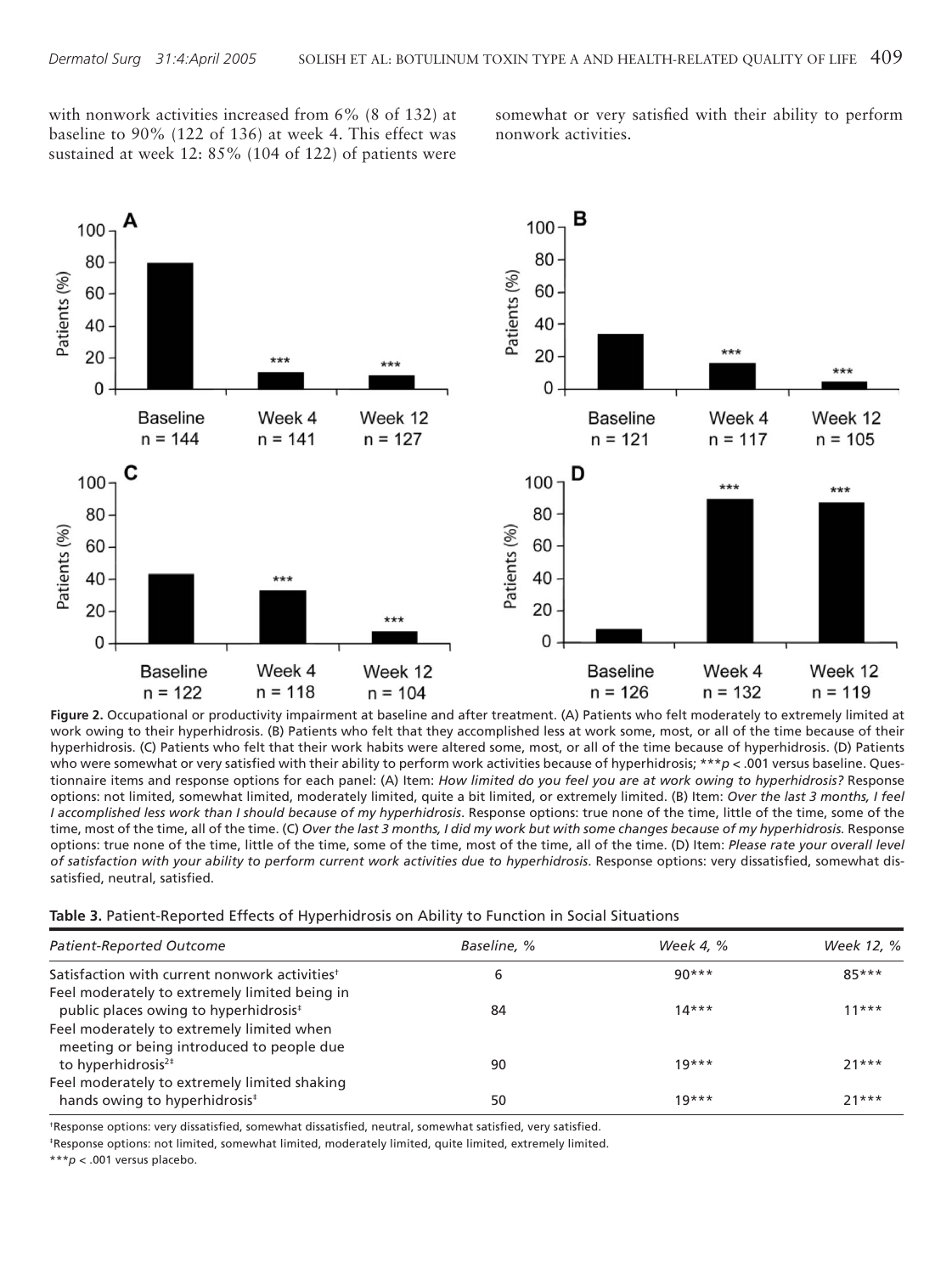with nonwork activities increased from 6% (8 of 132) at baseline to 90% (122 of 136) at week 4. This effect was sustained at week 12: 85% (104 of 122) of patients were somewhat or very satisfied with their ability to perform nonwork activities.

A

Patients (%)

100
80
60
40
20
0

***
***

Baseline
n = 144
Week 4
n = 141
Week 12
n = 127

B

Patients (%)

100
80
60
40
20
0

***
***

Baseline
n = 121
Week 4
n = 117
Week 12
n = 105

C

Patients (%)

100
80
60
40
20
0

***
***

Baseline
n = 122
Week 4
n = 118
Week 12
n = 104

D

Patients (%)

100
80
60
40
20
0

***
***

Baseline
n = 126
Week 4
n = 132
Week 12
n = 119

**Figure 2.** Occupational or productivity impairment at baseline and after treatment. (A) Patients who felt moderately to extremely limited at work owing to their hyperhidrosis. (B) Patients who felt that they accomplished less at work some, most, or all of the time because of their hyperhidrosis. (C) Patients who felt that their work habits were altered some, most, or all of the time because of hyperhidrosis. (D) Patients who were somewhat or very satisfied with their ability to perform work activities because of hyperhidrosis; ***$p < .001$ versus baseline. Questionnaire items and response options for each panel: (A) Item: *How limited do you feel you are at work owing to hyperhidrosis?* Response options: not limited, somewhat limited, moderately limited, quite a bit limited, or extremely limited. (B) Item: *Over the last 3 months, I feel I accomplished less work than I should because of my hyperhidrosis*. Response options: true none of the time, little of the time, some of the time, most of the time, all of the time. (C) *Over the last 3 months, I did my work but with some changes because of my hyperhidrosis.* Response options: true none of the time, little of the time, some of the time, most of the time, all of the time. (D) Item: *Please rate your overall level of satisfaction with your ability to perform current work activities due to hyperhidrosis*. Response options: very dissatisfied, somewhat dissatisfied, neutral, satisfied.

**Table 3.** Patient-Reported Effects of Hyperhidrosis on Ability to Function in Social Situations

| *Patient-Reported Outcome* | *Baseline, %* | *Week 4, %* | *Week 12, %* |
|---|---|---|---|
| Satisfaction with current nonwork activities† | 6 | 90*** | 85*** |
| Feel moderately to extremely limited being in public places owing to hyperhidrosis‡ | 84 | 14*** | 11*** |
| Feel moderately to extremely limited when meeting or being introduced to people due to hyperhidrosis2‡ | 90 | 19*** | 21*** |
| Feel moderately to extremely limited shaking hands owing to hyperhidrosis‡ | 50 | 19*** | 21*** |

†Response options: very dissatisfied, somewhat dissatisfied, neutral, somewhat satisfied, very satisfied.

‡Response options: not limited, somewhat limited, moderately limited, quite limited, extremely limited.

***$p < .001$ versus placebo.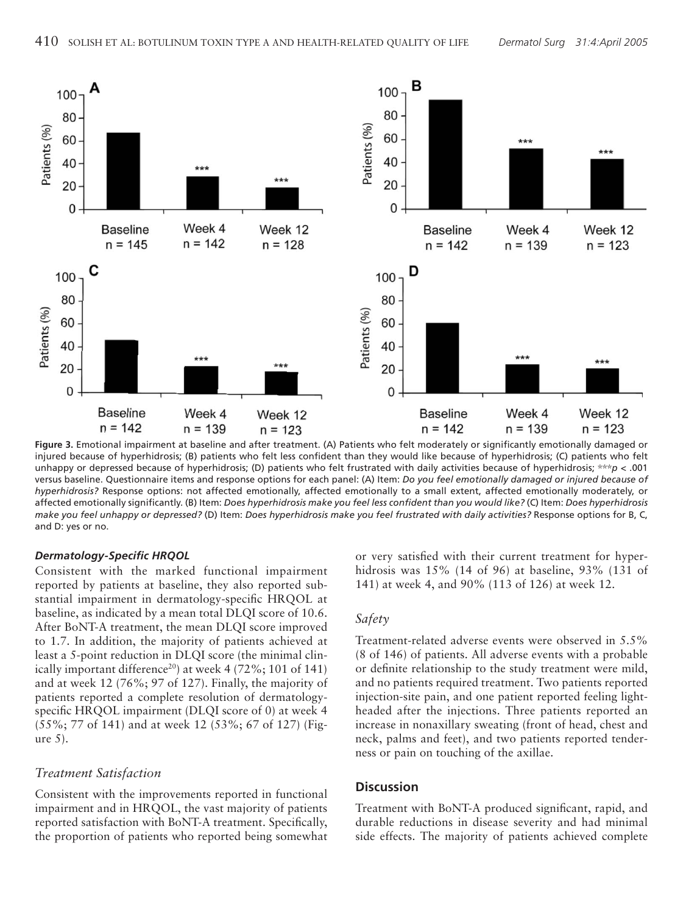A

Patients (%)

100
80
60
40
20
0

***
***

Baseline
n = 145

Week 4
n = 142

Week 12
n = 128

B

Patients (%)

100
80
60
40
20
0

***
***

Baseline
n = 142

Week 4
n = 139

Week 12
n = 123

C

Patients (%)

100
80
60
40
20
0

***
***

Baseline
n = 142

Week 4
n = 139

Week 12
n = 123

D

Patients (%)

100
80
60
40
20
0

***
***

Baseline
n = 142

Week 4
n = 139

Week 12
n = 123

**Figure 3.** Emotional impairment at baseline and after treatment. (A) Patients who felt moderately or significantly emotionally damaged or injured because of hyperhidrosis; (B) patients who felt less confident than they would like because of hyperhidrosis; (C) patients who felt unhappy or depressed because of hyperhidrosis; (D) patients who felt frustrated with daily activities because of hyperhidrosis; ***$p < .001$ versus baseline. Questionnaire items and response options for each panel: (A) Item: *Do you feel emotionally damaged or injured because of hyperhidrosis?* Response options: not affected emotionally, affected emotionally to a small extent, affected emotionally moderately, or affected emotionally significantly. (B) Item: *Does hyperhidrosis make you feel less confident than you would like?* (C) Item: *Does hyperhidrosis make you feel unhappy or depressed?* (D) Item: *Does hyperhidrosis make you feel frustrated with daily activities?* Response options for B, C, and D: yes or no.

#### *Dermatology-Specific HRQOL*

Consistent with the marked functional impairment reported by patients at baseline, they also reported substantial impairment in dermatology-specific HRQOL at baseline, as indicated by a mean total DLQI score of 10.6. After BoNT-A treatment, the mean DLQI score improved to 1.7. In addition, the majority of patients achieved at least a 5-point reduction in DLQI score (the minimal clinically important difference[20]) at week 4 (72%; 101 of 141) and at week 12 (76%; 97 of 127). Finally, the majority of patients reported a complete resolution of dermatology-specific HRQOL impairment (DLQI score of 0) at week 4 (55%; 77 of 141) and at week 12 (53%; 67 of 127) (Figure 5).

### *Treatment Satisfaction*

Consistent with the improvements reported in functional impairment and in HRQOL, the vast majority of patients reported satisfaction with BoNT-A treatment. Specifically, the proportion of patients who reported being somewhat or very satisfied with their current treatment for hyperhidrosis was 15% (14 of 96) at baseline, 93% (131 of 141) at week 4, and 90% (113 of 126) at week 12.

### *Safety*

Treatment-related adverse events were observed in 5.5% (8 of 146) of patients. All adverse events with a probable or definite relationship to the study treatment were mild, and no patients required treatment. Two patients reported injection-site pain, and one patient reported feeling lightheaded after the injections. Three patients reported an increase in nonaxillary sweating (front of head, chest and neck, palms and feet), and two patients reported tenderness or pain on touching of the axillae.

## Discussion

Treatment with BoNT-A produced significant, rapid, and durable reductions in disease severity and had minimal side effects. The majority of patients achieved complete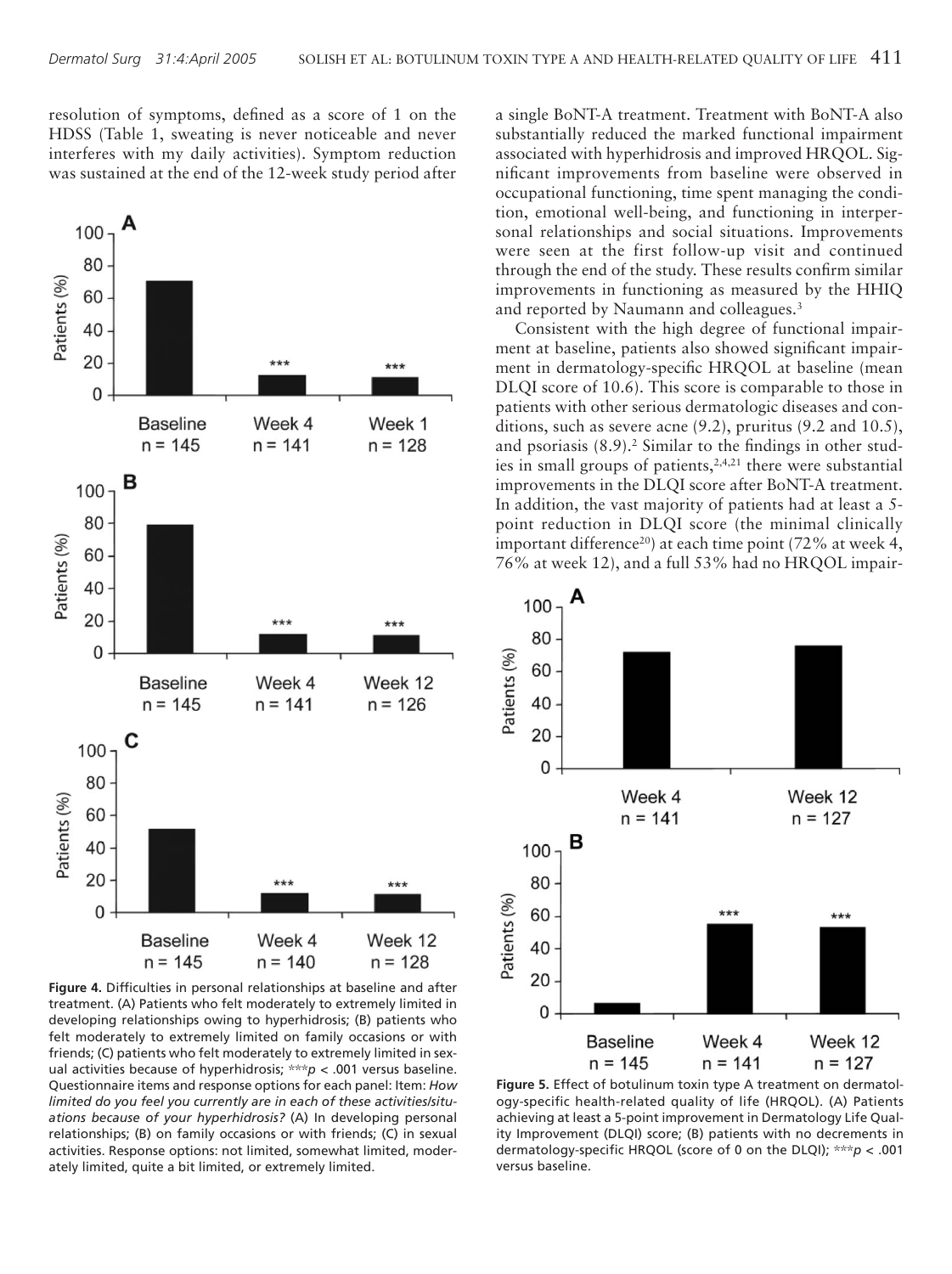resolution of symptoms, defined as a score of 1 on the HDSS (Table 1, sweating is never noticeable and never interferes with my daily activities). Symptom reduction was sustained at the end of the 12-week study period after a single BoNT-A treatment. Treatment with BoNT-A also substantially reduced the marked functional impairment associated with hyperhidrosis and improved HRQOL. Significant improvements from baseline were observed in occupational functioning, time spent managing the condition, emotional well-being, and functioning in interpersonal relationships and social situations. Improvements were seen at the first follow-up visit and continued through the end of the study. These results confirm similar improvements in functioning as measured by the HHIQ and reported by Naumann and colleagues.[3]

Consistent with the high degree of functional impairment at baseline, patients also showed significant impairment in dermatology-specific HRQOL at baseline (mean DLQI score of 10.6). This score is comparable to those in patients with other serious dermatologic diseases and conditions, such as severe acne (9.2), pruritus (9.2 and 10.5), and psoriasis (8.9).[2] Similar to the findings in other studies in small groups of patients,[2,4,21] there were substantial improvements in the DLQI score after BoNT-A treatment. In addition, the vast majority of patients had at least a 5-point reduction in DLQI score (the minimal clinically important difference[20]) at each time point (72% at week 4, 76% at week 12), and a full 53% had no HRQOL impair-

A

Patients (%)

100
80
60
40
20
0

***
***

Baseline n = 145
Week 4 n = 141
Week 1 n = 128

B

Patients (%)

100
80
60
40
20
0

***
***

Baseline n = 145
Week 4 n = 141
Week 12 n = 126

C

Patients (%)

100
80
60
40
20
0

***
***

Baseline n = 145
Week 4 n = 140
Week 12 n = 128

**Figure 4.** Difficulties in personal relationships at baseline and after treatment. (A) Patients who felt moderately to extremely limited in developing relationships owing to hyperhidrosis; (B) patients who felt moderately to extremely limited on family occasions or with friends; (C) patients who felt moderately to extremely limited in sexual activities because of hyperhidrosis; ***$p < .001$ versus baseline. Questionnaire items and response options for each panel: Item: *How limited do you feel you currently are in each of these activities/situations because of your hyperhidrosis?* (A) In developing personal relationships; (B) on family occasions or with friends; (C) in sexual activities. Response options: not limited, somewhat limited, moderately limited, quite a bit limited, or extremely limited.

A

Patients (%)

100
80
60
40
20
0

Week 4 n = 141
Week 12 n = 127

B

Patients (%)

100
80
60
40
20
0

***
***

Baseline n = 145
Week 4 n = 141
Week 12 n = 127

**Figure 5.** Effect of botulinum toxin type A treatment on dermatology-specific health-related quality of life (HRQOL). (A) Patients achieving at least a 5-point improvement in Dermatology Life Quality Improvement (DLQI) score; (B) patients with no decrements in dermatology-specific HRQOL (score of 0 on the DLQI); ***$p < .001$ versus baseline.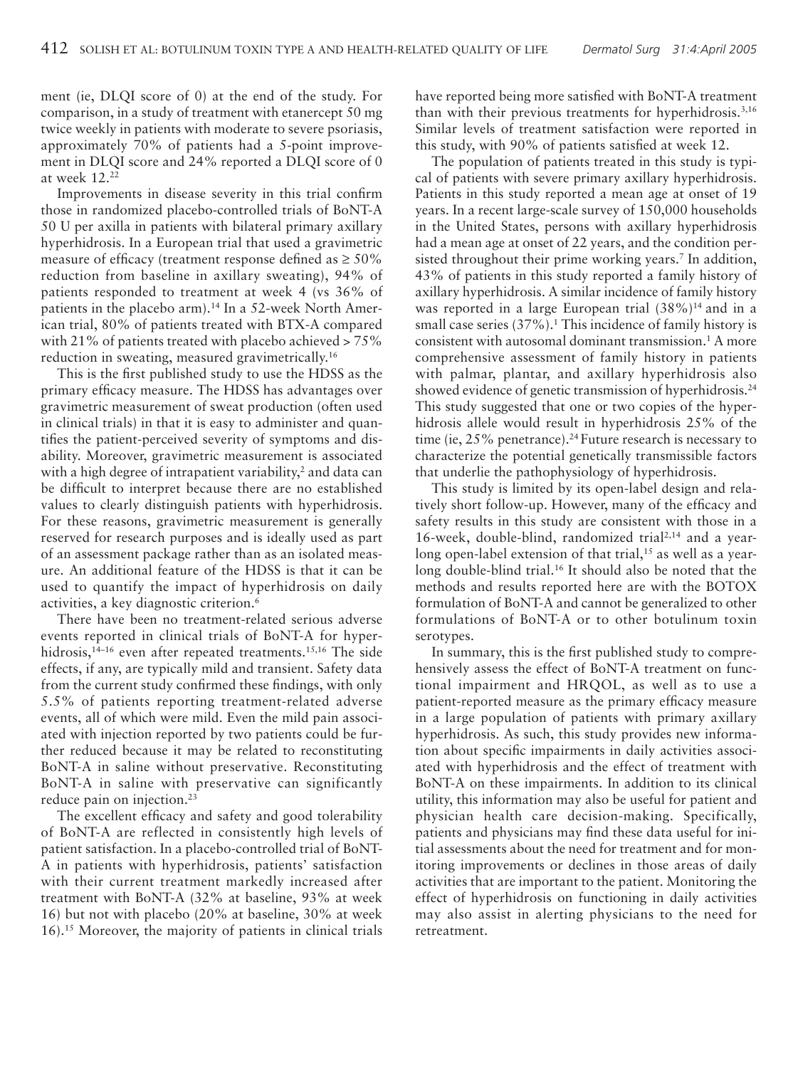ment (ie, DLQI score of 0) at the end of the study. For comparison, in a study of treatment with etanercept 50 mg twice weekly in patients with moderate to severe psoriasis, approximately 70% of patients had a 5-point improvement in DLQI score and 24% reported a DLQI score of 0 at week 12.[22]

Improvements in disease severity in this trial confirm those in randomized placebo-controlled trials of BoNT-A 50 U per axilla in patients with bilateral primary axillary hyperhidrosis. In a European trial that used a gravimetric measure of efficacy (treatment response defined as ≥ 50% reduction from baseline in axillary sweating), 94% of patients responded to treatment at week 4 (vs 36% of patients in the placebo arm).[14] In a 52-week North American trial, 80% of patients treated with BTX-A compared with 21% of patients treated with placebo achieved > 75% reduction in sweating, measured gravimetrically.[16]

This is the first published study to use the HDSS as the primary efficacy measure. The HDSS has advantages over gravimetric measurement of sweat production (often used in clinical trials) in that it is easy to administer and quantifies the patient-perceived severity of symptoms and disability. Moreover, gravimetric measurement is associated with a high degree of intrapatient variability,[2] and data can be difficult to interpret because there are no established values to clearly distinguish patients with hyperhidrosis. For these reasons, gravimetric measurement is generally reserved for research purposes and is ideally used as part of an assessment package rather than as an isolated measure. An additional feature of the HDSS is that it can be used to quantify the impact of hyperhidrosis on daily activities, a key diagnostic criterion.[6]

There have been no treatment-related serious adverse events reported in clinical trials of BoNT-A for hyperhidrosis,[14–16] even after repeated treatments.[15,16] The side effects, if any, are typically mild and transient. Safety data from the current study confirmed these findings, with only 5.5% of patients reporting treatment-related adverse events, all of which were mild. Even the mild pain associated with injection reported by two patients could be further reduced because it may be related to reconstituting BoNT-A in saline without preservative. Reconstituting BoNT-A in saline with preservative can significantly reduce pain on injection.[23]

The excellent efficacy and safety and good tolerability of BoNT-A are reflected in consistently high levels of patient satisfaction. In a placebo-controlled trial of BoNT-A in patients with hyperhidrosis, patients' satisfaction with their current treatment markedly increased after treatment with BoNT-A (32% at baseline, 93% at week 16) but not with placebo (20% at baseline, 30% at week 16).[15] Moreover, the majority of patients in clinical trials have reported being more satisfied with BoNT-A treatment than with their previous treatments for hyperhidrosis.[3,16] Similar levels of treatment satisfaction were reported in this study, with 90% of patients satisfied at week 12.

The population of patients treated in this study is typical of patients with severe primary axillary hyperhidrosis. Patients in this study reported a mean age at onset of 19 years. In a recent large-scale survey of 150,000 households in the United States, persons with axillary hyperhidrosis had a mean age at onset of 22 years, and the condition persisted throughout their prime working years.[7] In addition, 43% of patients in this study reported a family history of axillary hyperhidrosis. A similar incidence of family history was reported in a large European trial (38%)[14] and in a small case series (37%).[1] This incidence of family history is consistent with autosomal dominant transmission.[1] A more comprehensive assessment of family history in patients with palmar, plantar, and axillary hyperhidrosis also showed evidence of genetic transmission of hyperhidrosis.[24] This study suggested that one or two copies of the hyperhidrosis allele would result in hyperhidrosis 25% of the time (ie, 25% penetrance).[24] Future research is necessary to characterize the potential genetically transmissible factors that underlie the pathophysiology of hyperhidrosis.

This study is limited by its open-label design and relatively short follow-up. However, many of the efficacy and safety results in this study are consistent with those in a 16-week, double-blind, randomized trial[2,14] and a year-long open-label extension of that trial,[15] as well as a year-long double-blind trial.[16] It should also be noted that the methods and results reported here are with the BOTOX formulation of BoNT-A and cannot be generalized to other formulations of BoNT-A or to other botulinum toxin serotypes.

In summary, this is the first published study to comprehensively assess the effect of BoNT-A treatment on functional impairment and HRQOL, as well as to use a patient-reported measure as the primary efficacy measure in a large population of patients with primary axillary hyperhidrosis. As such, this study provides new information about specific impairments in daily activities associated with hyperhidrosis and the effect of treatment with BoNT-A on these impairments. In addition to its clinical utility, this information may also be useful for patient and physician health care decision-making. Specifically, patients and physicians may find these data useful for initial assessments about the need for treatment and for monitoring improvements or declines in those areas of daily activities that are important to the patient. Monitoring the effect of hyperhidrosis on functioning in daily activities may also assist in alerting physicians to the need for retreatment.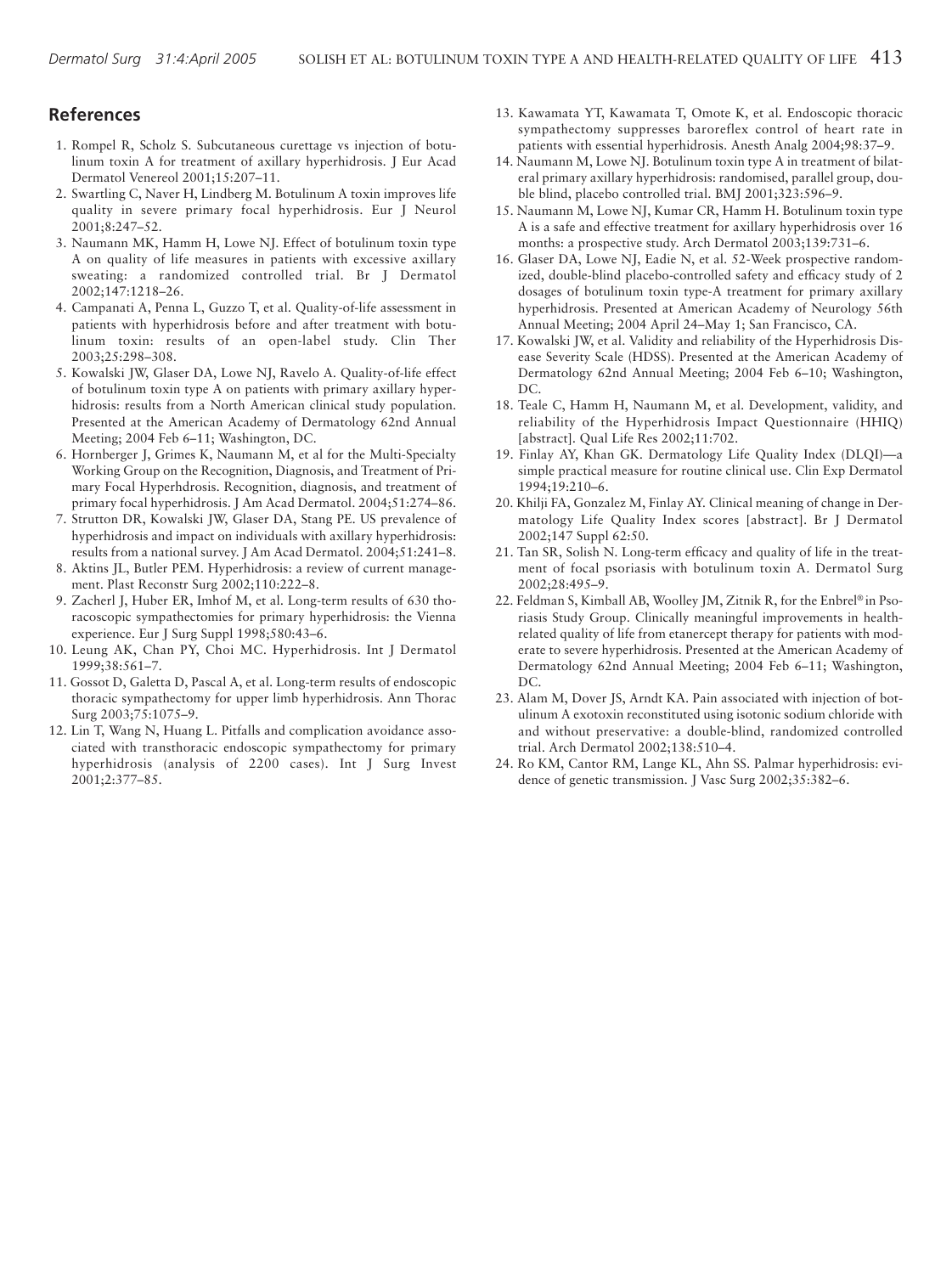## References

1. Rompel R, Scholz S. Subcutaneous curettage vs injection of botulinum toxin A for treatment of axillary hyperhidrosis. J Eur Acad Dermatol Venereol 2001;15:207–11.
2. Swartling C, Naver H, Lindberg M. Botulinum A toxin improves life quality in severe primary focal hyperhidrosis. Eur J Neurol 2001;8:247–52.
3. Naumann MK, Hamm H, Lowe NJ. Effect of botulinum toxin type A on quality of life measures in patients with excessive axillary sweating: a randomized controlled trial. Br J Dermatol 2002;147:1218–26.
4. Campanati A, Penna L, Guzzo T, et al. Quality-of-life assessment in patients with hyperhidrosis before and after treatment with botulinum toxin: results of an open-label study. Clin Ther 2003;25:298–308.
5. Kowalski JW, Glaser DA, Lowe NJ, Ravelo A. Quality-of-life effect of botulinum toxin type A on patients with primary axillary hyperhidrosis: results from a North American clinical study population. Presented at the American Academy of Dermatology 62nd Annual Meeting; 2004 Feb 6–11; Washington, DC.
6. Hornberger J, Grimes K, Naumann M, et al for the Multi-Specialty Working Group on the Recognition, Diagnosis, and Treatment of Primary Focal Hyperhdrosis. Recognition, diagnosis, and treatment of primary focal hyperhidrosis. J Am Acad Dermatol. 2004;51:274–86.
7. Strutton DR, Kowalski JW, Glaser DA, Stang PE. US prevalence of hyperhidrosis and impact on individuals with axillary hyperhidrosis: results from a national survey. J Am Acad Dermatol. 2004;51:241–8.
8. Aktins JL, Butler PEM. Hyperhidrosis: a review of current management. Plast Reconstr Surg 2002;110:222–8.
9. Zacherl J, Huber ER, Imhof M, et al. Long-term results of 630 thoracoscopic sympathectomies for primary hyperhidrosis: the Vienna experience. Eur J Surg Suppl 1998;580:43–6.
10. Leung AK, Chan PY, Choi MC. Hyperhidrosis. Int J Dermatol 1999;38:561–7.
11. Gossot D, Galetta D, Pascal A, et al. Long-term results of endoscopic thoracic sympathectomy for upper limb hyperhidrosis. Ann Thorac Surg 2003;75:1075–9.
12. Lin T, Wang N, Huang L. Pitfalls and complication avoidance associated with transthoracic endoscopic sympathectomy for primary hyperhidrosis (analysis of 2200 cases). Int J Surg Invest 2001;2:377–85.
13. Kawamata YT, Kawamata T, Omote K, et al. Endoscopic thoracic sympathectomy suppresses baroreflex control of heart rate in patients with essential hyperhidrosis. Anesth Analg 2004;98:37–9.
14. Naumann M, Lowe NJ. Botulinum toxin type A in treatment of bilateral primary axillary hyperhidrosis: randomised, parallel group, double blind, placebo controlled trial. BMJ 2001;323:596–9.
15. Naumann M, Lowe NJ, Kumar CR, Hamm H. Botulinum toxin type A is a safe and effective treatment for axillary hyperhidrosis over 16 months: a prospective study. Arch Dermatol 2003;139:731–6.
16. Glaser DA, Lowe NJ, Eadie N, et al. 52-Week prospective randomized, double-blind placebo-controlled safety and efficacy study of 2 dosages of botulinum toxin type-A treatment for primary axillary hyperhidrosis. Presented at American Academy of Neurology 56th Annual Meeting; 2004 April 24–May 1; San Francisco, CA.
17. Kowalski JW, et al. Validity and reliability of the Hyperhidrosis Disease Severity Scale (HDSS). Presented at the American Academy of Dermatology 62nd Annual Meeting; 2004 Feb 6–10; Washington, DC.
18. Teale C, Hamm H, Naumann M, et al. Development, validity, and reliability of the Hyperhidrosis Impact Questionnaire (HHIQ) [abstract]. Qual Life Res 2002;11:702.
19. Finlay AY, Khan GK. Dermatology Life Quality Index (DLQI)—a simple practical measure for routine clinical use. Clin Exp Dermatol 1994;19:210–6.
20. Khilji FA, Gonzalez M, Finlay AY. Clinical meaning of change in Dermatology Life Quality Index scores [abstract]. Br J Dermatol 2002;147 Suppl 62:50.
21. Tan SR, Solish N. Long-term efficacy and quality of life in the treatment of focal psoriasis with botulinum toxin A. Dermatol Surg 2002;28:495–9.
22. Feldman S, Kimball AB, Woolley JM, Zitnik R, for the Enbrel® in Psoriasis Study Group. Clinically meaningful improvements in health-related quality of life from etanercept therapy for patients with moderate to severe hyperhidrosis. Presented at the American Academy of Dermatology 62nd Annual Meeting; 2004 Feb 6–11; Washington, DC.
23. Alam M, Dover JS, Arndt KA. Pain associated with injection of botulinum A exotoxin reconstituted using isotonic sodium chloride with and without preservative: a double-blind, randomized controlled trial. Arch Dermatol 2002;138:510–4.
24. Ro KM, Cantor RM, Lange KL, Ahn SS. Palmar hyperhidrosis: evidence of genetic transmission. J Vasc Surg 2002;35:382–6.